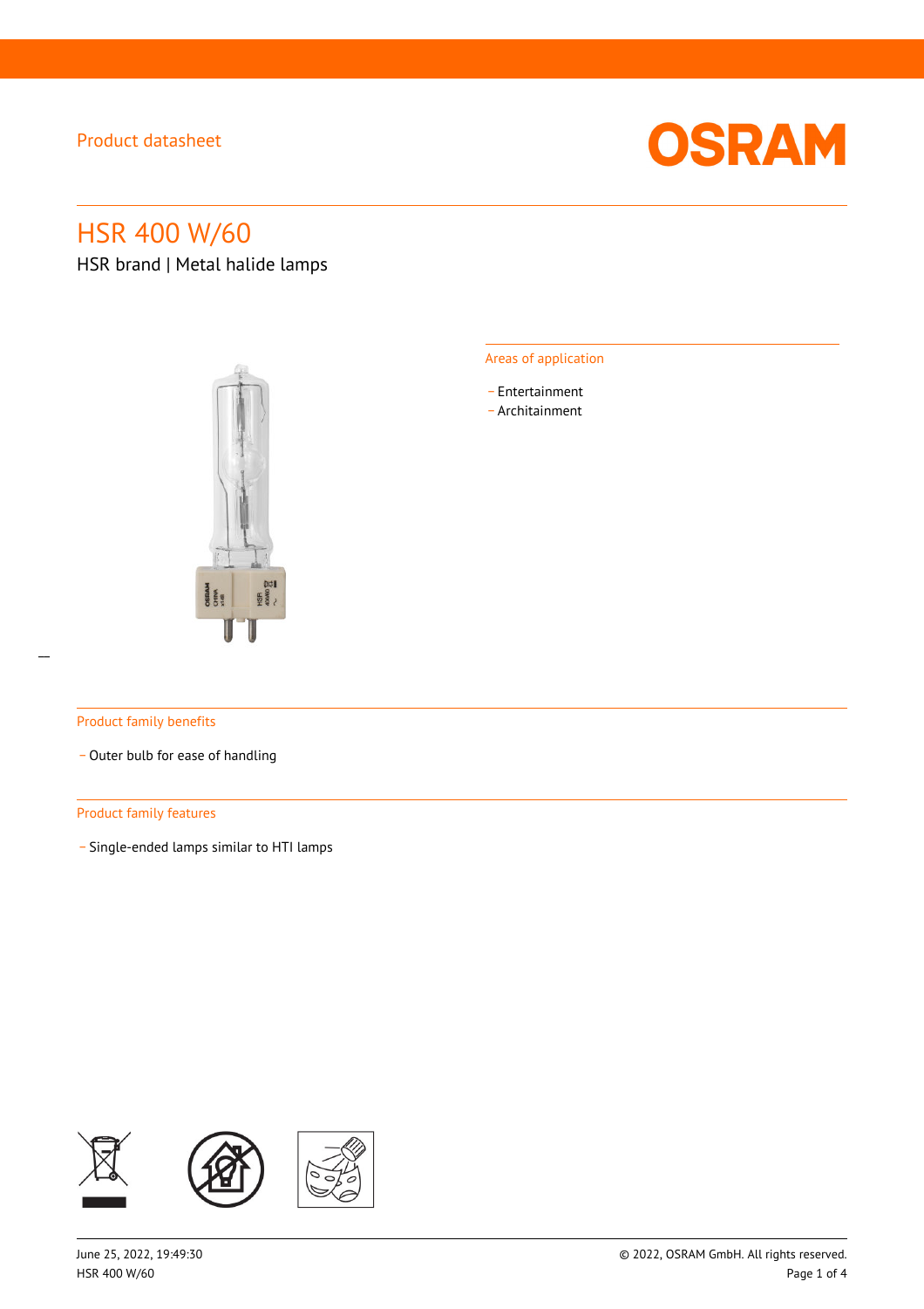Product datasheet

# HSR 400 W/60

HSR brand | Metal halide lamps

## Areas of application

- Entertainment
- Architainment

## Product family benefits

- Outer bulb for ease of handling

## Product family features

- Single-ended lamps similar to HTI lamps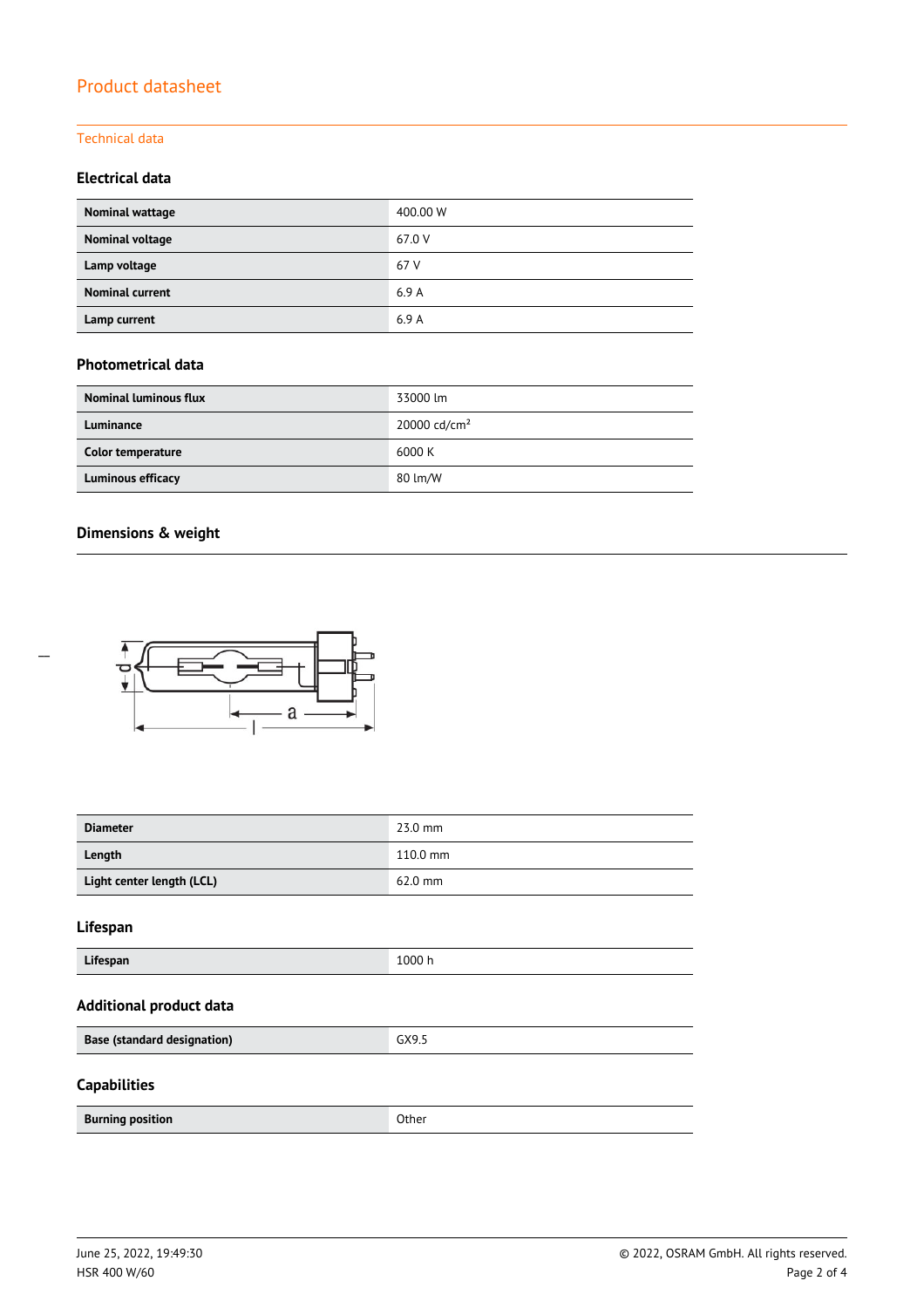# Product datasheet

## Technical data

### Electrical data

| | |
|---|---|
| **Nominal wattage** | 400.00 W |
| **Nominal voltage** | 67.0 V |
| **Lamp voltage** | 67 V |
| **Nominal current** | 6.9 A |
| **Lamp current** | 6.9 A |

### Photometrical data

| | |
|---|---|
| **Nominal luminous flux** | 33000 lm |
| **Luminance** | 20000 cd/cm² |
| **Color temperature** | 6000 K |
| **Luminous efficacy** | 80 lm/W |

### Dimensions & weight

| | |
|---|---|
| **Diameter** | 23.0 mm |
| **Length** | 110.0 mm |
| **Light center length (LCL)** | 62.0 mm |

### Lifespan

| | |
|---|---|
| **Lifespan** | 1000 h |

### Additional product data

| | |
|---|---|
| **Base (standard designation)** | GX9.5 |

### Capabilities

| | |
|---|---|
| **Burning position** | Other |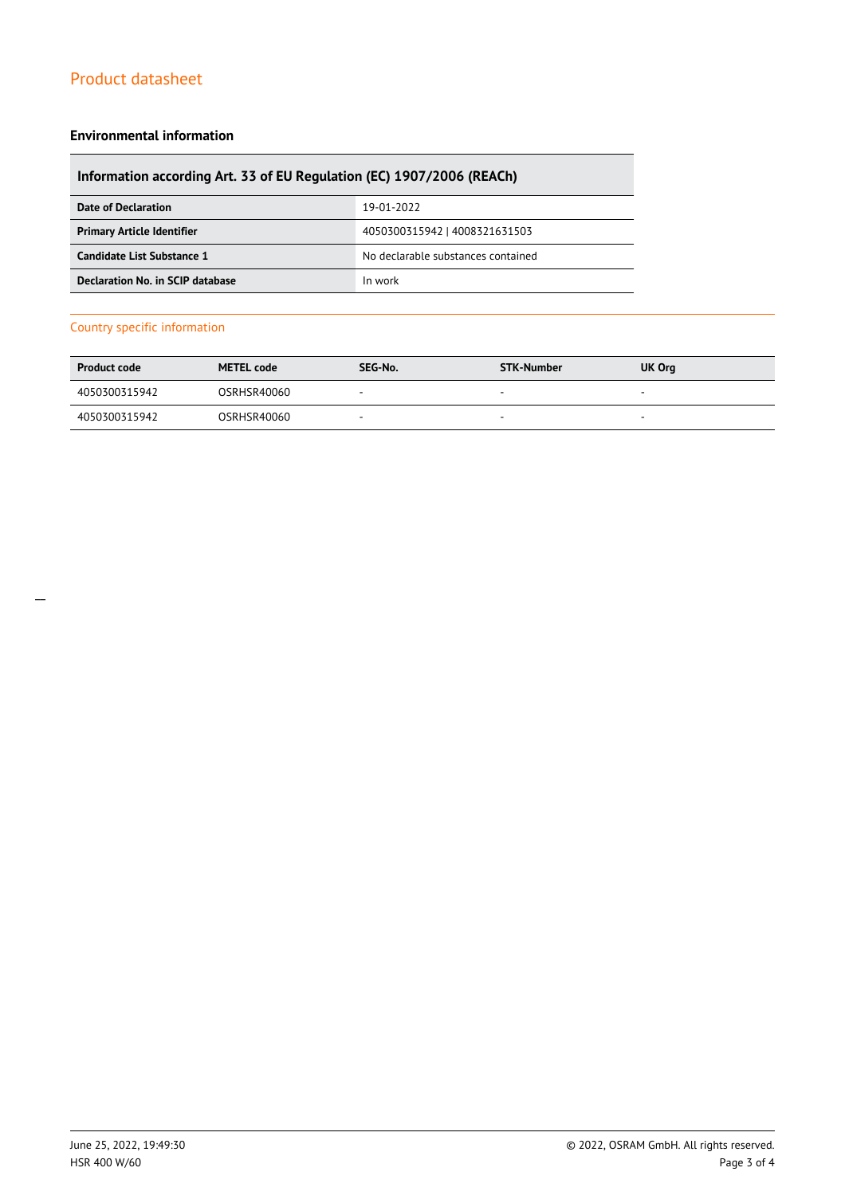## Environmental information

| Information according Art. 33 of EU Regulation (EC) 1907/2006 (REACh) | |
| --- | --- |
| **Date of Declaration** | 19-01-2022 |
| **Primary Article Identifier** | 4050300315942 \| 4008321631503 |
| **Candidate List Substance 1** | No declarable substances contained |
| **Declaration No. in SCIP database** | In work |

### Country specific information

| Product code | METEL code | SEG-No. | STK-Number | UK Org |
| --- | --- | --- | --- | --- |
| 4050300315942 | OSRHSR40060 | - | - | - |
| 4050300315942 | OSRHSR40060 | - | - | - |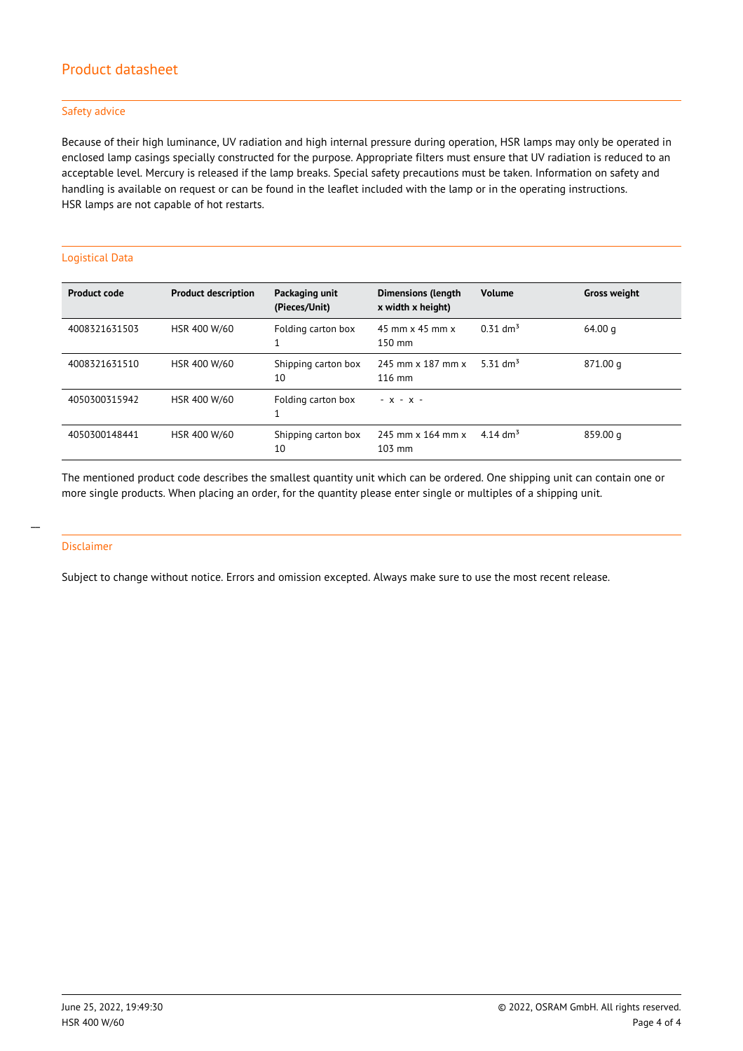## Product datasheet

### Safety advice

Because of their high luminance, UV radiation and high internal pressure during operation, HSR lamps may only be operated in enclosed lamp casings specially constructed for the purpose. Appropriate filters must ensure that UV radiation is reduced to an acceptable level. Mercury is released if the lamp breaks. Special safety precautions must be taken. Information on safety and handling is available on request or can be found in the leaflet included with the lamp or in the operating instructions.
HSR lamps are not capable of hot restarts.

### Logistical Data

| Product code | Product description | Packaging unit (Pieces/Unit) | Dimensions (length x width x height) | Volume | Gross weight |
|---|---|---|---|---|---|
| 4008321631503 | HSR 400 W/60 | Folding carton box 1 | 45 mm x 45 mm x 150 mm | 0.31 $dm^3$ | 64.00 g |
| 4008321631510 | HSR 400 W/60 | Shipping carton box 10 | 245 mm x 187 mm x 116 mm | 5.31 $dm^3$ | 871.00 g |
| 4050300315942 | HSR 400 W/60 | Folding carton box 1 | - x - x - | | |
| 4050300148441 | HSR 400 W/60 | Shipping carton box 10 | 245 mm x 164 mm x 103 mm | 4.14 $dm^3$ | 859.00 g |

The mentioned product code describes the smallest quantity unit which can be ordered. One shipping unit can contain one or more single products. When placing an order, for the quantity please enter single or multiples of a shipping unit.

### Disclaimer

Subject to change without notice. Errors and omission excepted. Always make sure to use the most recent release.